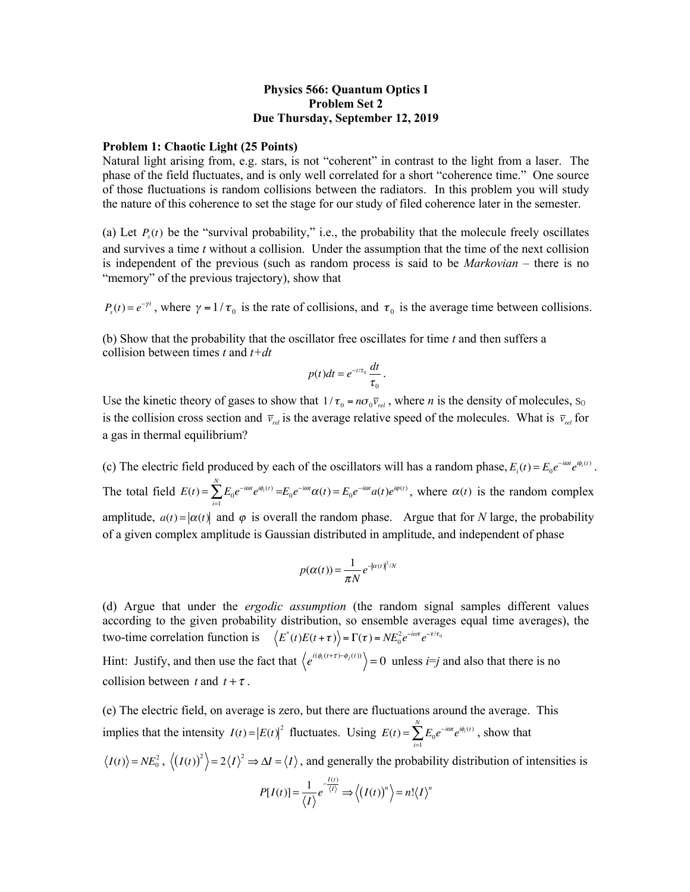**Physics 566: Quantum Optics I**
**Problem Set 2**
**Due Thursday, September 12, 2019**

**Problem 1: Chaotic Light (25 Points)**

Natural light arising from, e.g. stars, is not "coherent" in contrast to the light from a laser. The phase of the field fluctuates, and is only well correlated for a short "coherence time." One source of those fluctuations is random collisions between the radiators. In this problem you will study the nature of this coherence to set the stage for our study of filed coherence later in the semester.

(a) Let $P_s(t)$ be the "survival probability," i.e., the probability that the molecule freely oscillates and survives a time *t* without a collision. Under the assumption that the time of the next collision is independent of the previous (such as random process is said to be *Markovian* – there is no "memory" of the previous trajectory), show that

$P_s(t) = e^{-\gamma t}$, where $\gamma = 1/\tau_0$ is the rate of collisions, and $\tau_0$ is the average time between collisions.

(b) Show that the probability that the oscillator free oscillates for time *t* and then suffers a collision between times *t* and *t+dt*

$$p(t)dt = e^{-t/\tau_0}\frac{dt}{\tau_0}.$$

Use the kinetic theory of gases to show that $1/\tau_0 = n\sigma_0 \bar{v}_{rel}$, where *n* is the density of molecules, $\sigma_0$ is the collision cross section and $\bar{v}_{rel}$ is the average relative speed of the molecules. What is $\bar{v}_{rel}$ for a gas in thermal equilibrium?

(c) The electric field produced by each of the oscillators will has a random phase, $E_i(t) = E_0 e^{-i\omega t} e^{i\phi_i(t)}$. The total field $E(t) = \sum_{i=1}^{N} E_0 e^{-i\omega t} e^{i\phi_i(t)} = E_0 e^{-i\omega t}\alpha(t) = E_0 e^{-i\omega t} a(t) e^{i\varphi(t)}$, where $\alpha(t)$ is the random complex amplitude, $a(t) = |\alpha(t)|$ and $\varphi$ is overall the random phase. Argue that for *N* large, the probability of a given complex amplitude is Gaussian distributed in amplitude, and independent of phase

$$p(\alpha(t)) = \frac{1}{\pi N} e^{-|\alpha(t)|^2/N}$$

(d) Argue that under the *ergodic assumption* (the random signal samples different values according to the given probability distribution, so ensemble averages equal time averages), the two-time correlation function is $\langle E^*(t)E(t+\tau)\rangle = \Gamma(\tau) = NE_0^2 e^{-i\omega\tau} e^{-\tau/\tau_0}$

Hint: Justify, and then use the fact that $\left\langle e^{i(\phi_i(t+\tau)-\phi_j(t))}\right\rangle = 0$ unless *i*=*j* and also that there is no collision between $t$ and $t+\tau$.

(e) The electric field, on average is zero, but there are fluctuations around the average. This implies that the intensity $I(t) = |E(t)|^2$ fluctuates. Using $E(t) = \sum_{i=1}^{N} E_0 e^{-i\omega t} e^{i\phi_i(t)}$, show that $\langle I(t)\rangle = NE_0^2$, $\left\langle (I(t))^2\right\rangle = 2\langle I\rangle^2 \Rightarrow \Delta I = \langle I\rangle$, and generally the probability distribution of intensities is

$$P[I(t)] = \frac{1}{\langle I\rangle} e^{-\frac{I(t)}{\langle I\rangle}} \Rightarrow \left\langle (I(t))^n\right\rangle = n!\langle I\rangle^n$$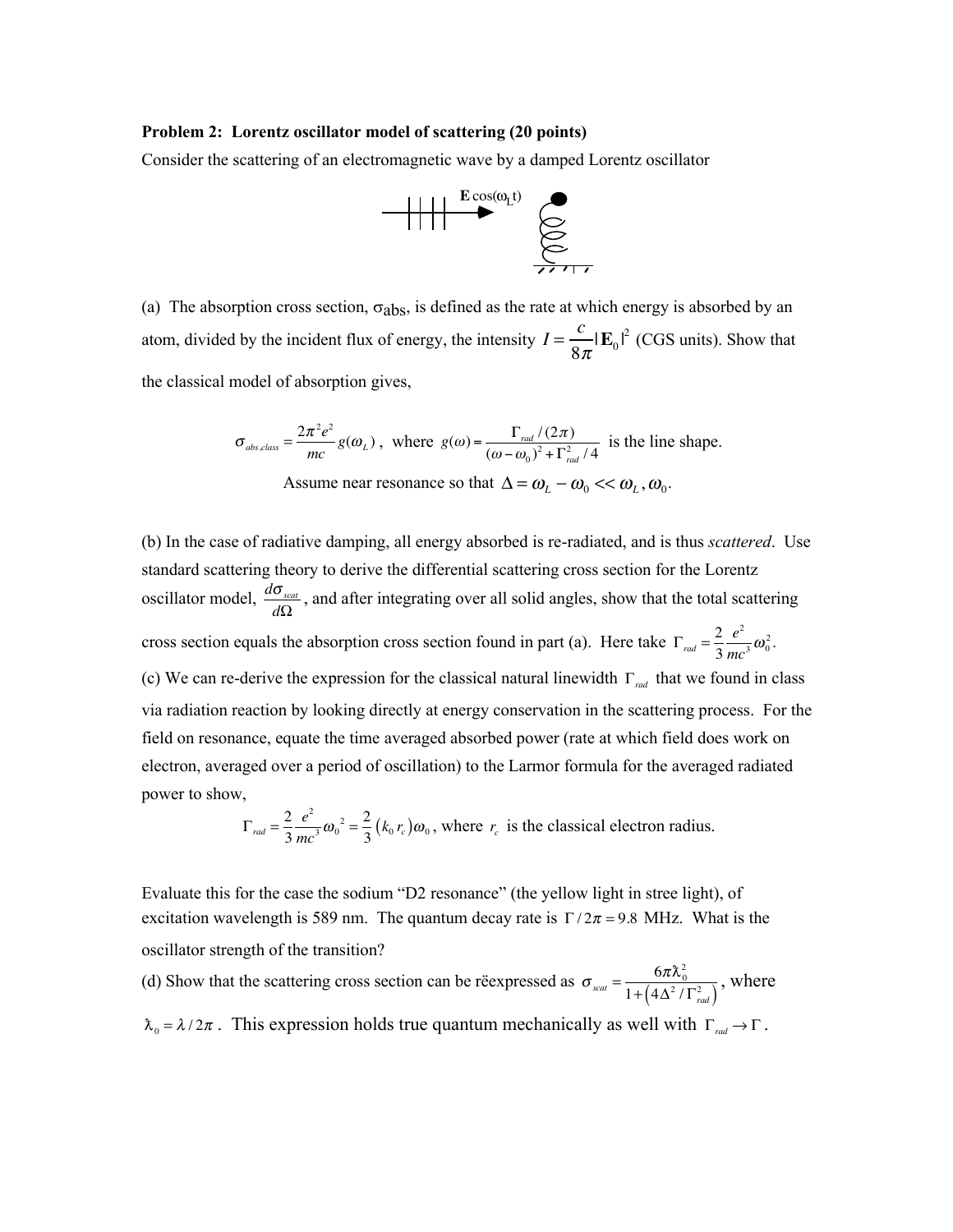**Problem 2: Lorentz oscillator model of scattering (20 points)**

Consider the scattering of an electromagnetic wave by a damped Lorentz oscillator

$\mathbf{E}\cos(\omega_L t)$

(a) The absorption cross section, $\sigma_{abs}$, is defined as the rate at which energy is absorbed by an atom, divided by the incident flux of energy, the intensity $I = \frac{c}{8\pi}|\mathbf{E}_0|^2$ (CGS units). Show that the classical model of absorption gives,

$$\sigma_{abs,class} = \frac{2\pi^2 e^2}{mc} g(\omega_L)\,, \text{ where } g(\omega) = \frac{\Gamma_{rad}/(2\pi)}{(\omega-\omega_0)^2 + \Gamma_{rad}^2/4} \text{ is the line shape.}$$

Assume near resonance so that $\Delta = \omega_L - \omega_0 << \omega_L, \omega_0$.

(b) In the case of radiative damping, all energy absorbed is re-radiated, and is thus *scattered*. Use standard scattering theory to derive the differential scattering cross section for the Lorentz oscillator model, $\frac{d\sigma_{scat}}{d\Omega}$, and after integrating over all solid angles, show that the total scattering cross section equals the absorption cross section found in part (a). Here take $\Gamma_{rad} = \frac{2}{3}\frac{e^2}{mc^3}\omega_0^2$.

(c) We can re-derive the expression for the classical natural linewidth $\Gamma_{rad}$ that we found in class via radiation reaction by looking directly at energy conservation in the scattering process. For the field on resonance, equate the time averaged absorbed power (rate at which field does work on electron, averaged over a period of oscillation) to the Larmor formula for the averaged radiated power to show,

$$\Gamma_{rad} = \frac{2}{3}\frac{e^2}{mc^3}\omega_0^2 = \frac{2}{3}(k_0 r_c)\omega_0\,, \text{ where } r_c \text{ is the classical electron radius.}$$

Evaluate this for the case the sodium "D2 resonance" (the yellow light in stree light), of excitation wavelength is 589 nm. The quantum decay rate is $\Gamma/2\pi = 9.8$ MHz. What is the oscillator strength of the transition?

(d) Show that the scattering cross section can be rëexpressed as $\sigma_{scat} = \frac{6\pi \bar{\lambda}_0^2}{1+\left(4\Delta^2/\Gamma_{rad}^2\right)}$, where $\bar{\lambda}_0 = \lambda/2\pi$. This expression holds true quantum mechanically as well with $\Gamma_{rad} \to \Gamma$.